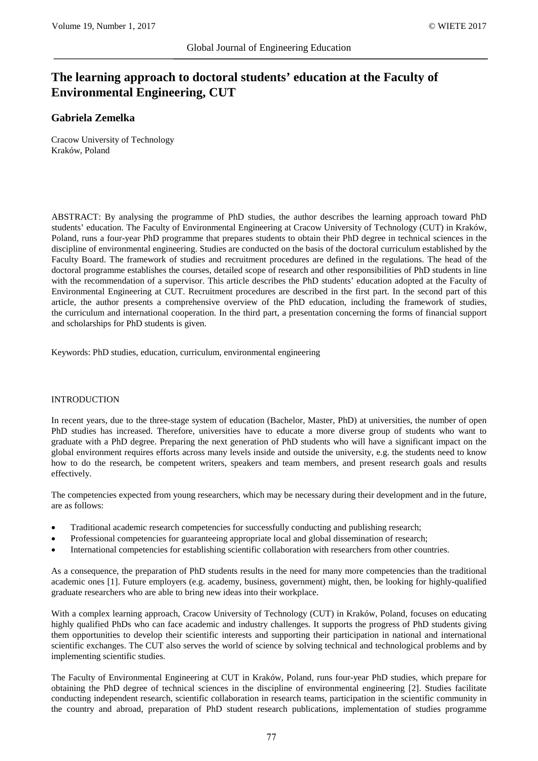# The learning approach to doctoral students' education at the Faculty of Environmental Engineering, CUT

**Gabriela Zemelka**

Cracow University of Technology
Kraków, Poland

ABSTRACT: By analysing the programme of PhD studies, the author describes the learning approach toward PhD students' education. The Faculty of Environmental Engineering at Cracow University of Technology (CUT) in Kraków, Poland, runs a four-year PhD programme that prepares students to obtain their PhD degree in technical sciences in the discipline of environmental engineering. Studies are conducted on the basis of the doctoral curriculum established by the Faculty Board. The framework of studies and recruitment procedures are defined in the regulations. The head of the doctoral programme establishes the courses, detailed scope of research and other responsibilities of PhD students in line with the recommendation of a supervisor. This article describes the PhD students' education adopted at the Faculty of Environmental Engineering at CUT. Recruitment procedures are described in the first part. In the second part of this article, the author presents a comprehensive overview of the PhD education, including the framework of studies, the curriculum and international cooperation. In the third part, a presentation concerning the forms of financial support and scholarships for PhD students is given.

Keywords: PhD studies, education, curriculum, environmental engineering

## INTRODUCTION

In recent years, due to the three-stage system of education (Bachelor, Master, PhD) at universities, the number of open PhD studies has increased. Therefore, universities have to educate a more diverse group of students who want to graduate with a PhD degree. Preparing the next generation of PhD students who will have a significant impact on the global environment requires efforts across many levels inside and outside the university, e.g. the students need to know how to do the research, be competent writers, speakers and team members, and present research goals and results effectively.

The competencies expected from young researchers, which may be necessary during their development and in the future, are as follows:

- Traditional academic research competencies for successfully conducting and publishing research;
- Professional competencies for guaranteeing appropriate local and global dissemination of research;
- International competencies for establishing scientific collaboration with researchers from other countries.

As a consequence, the preparation of PhD students results in the need for many more competencies than the traditional academic ones [1]. Future employers (e.g. academy, business, government) might, then, be looking for highly-qualified graduate researchers who are able to bring new ideas into their workplace.

With a complex learning approach, Cracow University of Technology (CUT) in Kraków, Poland, focuses on educating highly qualified PhDs who can face academic and industry challenges. It supports the progress of PhD students giving them opportunities to develop their scientific interests and supporting their participation in national and international scientific exchanges. The CUT also serves the world of science by solving technical and technological problems and by implementing scientific studies.

The Faculty of Environmental Engineering at CUT in Kraków, Poland, runs four-year PhD studies, which prepare for obtaining the PhD degree of technical sciences in the discipline of environmental engineering [2]. Studies facilitate conducting independent research, scientific collaboration in research teams, participation in the scientific community in the country and abroad, preparation of PhD student research publications, implementation of studies programme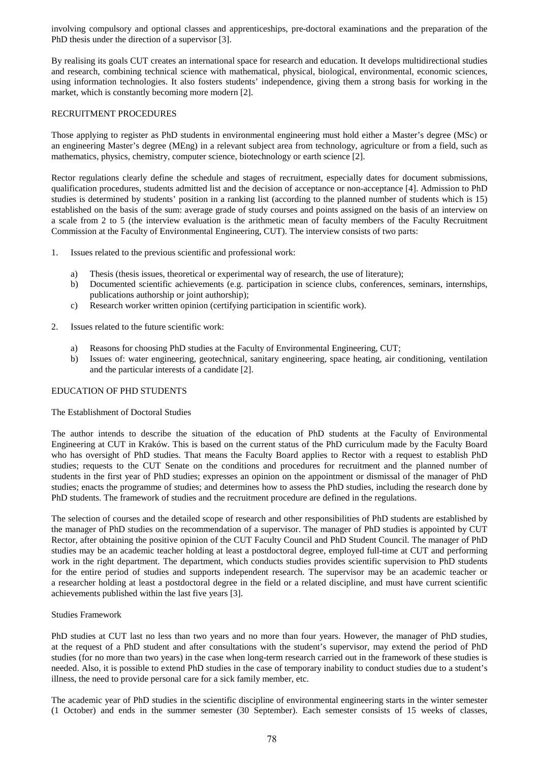involving compulsory and optional classes and apprenticeships, pre-doctoral examinations and the preparation of the PhD thesis under the direction of a supervisor [3].

By realising its goals CUT creates an international space for research and education. It develops multidirectional studies and research, combining technical science with mathematical, physical, biological, environmental, economic sciences, using information technologies. It also fosters students' independence, giving them a strong basis for working in the market, which is constantly becoming more modern [2].

## RECRUITMENT PROCEDURES

Those applying to register as PhD students in environmental engineering must hold either a Master's degree (MSc) or an engineering Master's degree (MEng) in a relevant subject area from technology, agriculture or from a field, such as mathematics, physics, chemistry, computer science, biotechnology or earth science [2].

Rector regulations clearly define the schedule and stages of recruitment, especially dates for document submissions, qualification procedures, students admitted list and the decision of acceptance or non-acceptance [4]. Admission to PhD studies is determined by students' position in a ranking list (according to the planned number of students which is 15) established on the basis of the sum: average grade of study courses and points assigned on the basis of an interview on a scale from 2 to 5 (the interview evaluation is the arithmetic mean of faculty members of the Faculty Recruitment Commission at the Faculty of Environmental Engineering, CUT). The interview consists of two parts:

1. Issues related to the previous scientific and professional work:
   a) Thesis (thesis issues, theoretical or experimental way of research, the use of literature);
   b) Documented scientific achievements (e.g. participation in science clubs, conferences, seminars, internships, publications authorship or joint authorship);
   c) Research worker written opinion (certifying participation in scientific work).

2. Issues related to the future scientific work:
   a) Reasons for choosing PhD studies at the Faculty of Environmental Engineering, CUT;
   b) Issues of: water engineering, geotechnical, sanitary engineering, space heating, air conditioning, ventilation and the particular interests of a candidate [2].

## EDUCATION OF PHD STUDENTS

### The Establishment of Doctoral Studies

The author intends to describe the situation of the education of PhD students at the Faculty of Environmental Engineering at CUT in Kraków. This is based on the current status of the PhD curriculum made by the Faculty Board who has oversight of PhD studies. That means the Faculty Board applies to Rector with a request to establish PhD studies; requests to the CUT Senate on the conditions and procedures for recruitment and the planned number of students in the first year of PhD studies; expresses an opinion on the appointment or dismissal of the manager of PhD studies; enacts the programme of studies; and determines how to assess the PhD studies, including the research done by PhD students. The framework of studies and the recruitment procedure are defined in the regulations.

The selection of courses and the detailed scope of research and other responsibilities of PhD students are established by the manager of PhD studies on the recommendation of a supervisor. The manager of PhD studies is appointed by CUT Rector, after obtaining the positive opinion of the CUT Faculty Council and PhD Student Council. The manager of PhD studies may be an academic teacher holding at least a postdoctoral degree, employed full-time at CUT and performing work in the right department. The department, which conducts studies provides scientific supervision to PhD students for the entire period of studies and supports independent research. The supervisor may be an academic teacher or a researcher holding at least a postdoctoral degree in the field or a related discipline, and must have current scientific achievements published within the last five years [3].

### Studies Framework

PhD studies at CUT last no less than two years and no more than four years. However, the manager of PhD studies, at the request of a PhD student and after consultations with the student's supervisor, may extend the period of PhD studies (for no more than two years) in the case when long-term research carried out in the framework of these studies is needed. Also, it is possible to extend PhD studies in the case of temporary inability to conduct studies due to a student's illness, the need to provide personal care for a sick family member, etc.

The academic year of PhD studies in the scientific discipline of environmental engineering starts in the winter semester (1 October) and ends in the summer semester (30 September). Each semester consists of 15 weeks of classes,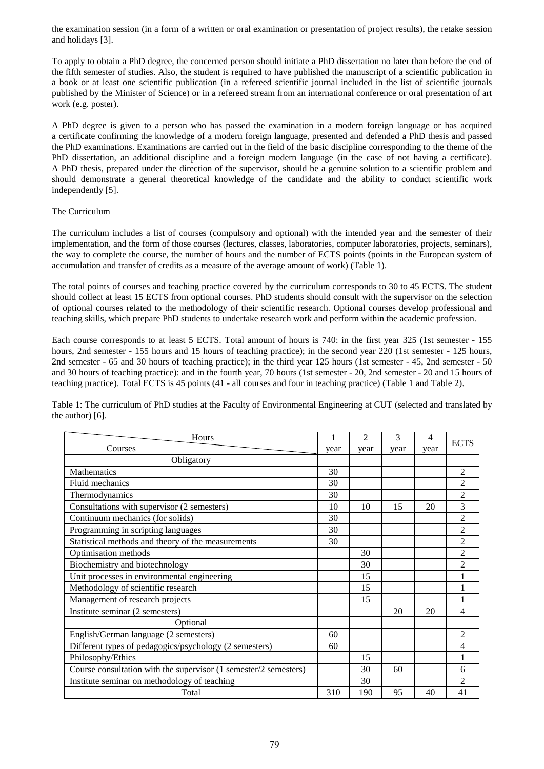the examination session (in a form of a written or oral examination or presentation of project results), the retake session and holidays [3].

To apply to obtain a PhD degree, the concerned person should initiate a PhD dissertation no later than before the end of the fifth semester of studies. Also, the student is required to have published the manuscript of a scientific publication in a book or at least one scientific publication (in a refereed scientific journal included in the list of scientific journals published by the Minister of Science) or in a refereed stream from an international conference or oral presentation of art work (e.g. poster).

A PhD degree is given to a person who has passed the examination in a modern foreign language or has acquired a certificate confirming the knowledge of a modern foreign language, presented and defended a PhD thesis and passed the PhD examinations. Examinations are carried out in the field of the basic discipline corresponding to the theme of the PhD dissertation, an additional discipline and a foreign modern language (in the case of not having a certificate). A PhD thesis, prepared under the direction of the supervisor, should be a genuine solution to a scientific problem and should demonstrate a general theoretical knowledge of the candidate and the ability to conduct scientific work independently [5].

The Curriculum

The curriculum includes a list of courses (compulsory and optional) with the intended year and the semester of their implementation, and the form of those courses (lectures, classes, laboratories, computer laboratories, projects, seminars), the way to complete the course, the number of hours and the number of ECTS points (points in the European system of accumulation and transfer of credits as a measure of the average amount of work) (Table 1).

The total points of courses and teaching practice covered by the curriculum corresponds to 30 to 45 ECTS. The student should collect at least 15 ECTS from optional courses. PhD students should consult with the supervisor on the selection of optional courses related to the methodology of their scientific research. Optional courses develop professional and teaching skills, which prepare PhD students to undertake research work and perform within the academic profession.

Each course corresponds to at least 5 ECTS. Total amount of hours is 740: in the first year 325 (1st semester - 155 hours, 2nd semester - 155 hours and 15 hours of teaching practice); in the second year 220 (1st semester - 125 hours, 2nd semester - 65 and 30 hours of teaching practice); in the third year 125 hours (1st semester - 45, 2nd semester - 50 and 30 hours of teaching practice): and in the fourth year, 70 hours (1st semester - 20, 2nd semester - 20 and 15 hours of teaching practice). Total ECTS is 45 points (41 - all courses and four in teaching practice) (Table 1 and Table 2).

Table 1: The curriculum of PhD studies at the Faculty of Environmental Engineering at CUT (selected and translated by the author) [6].

| Hours / Courses | 1 year | 2 year | 3 year | 4 year | ECTS |
|---|---|---|---|---|---|
| Obligatory | | | | | |
| Mathematics | 30 | | | | 2 |
| Fluid mechanics | 30 | | | | 2 |
| Thermodynamics | 30 | | | | 2 |
| Consultations with supervisor (2 semesters) | 10 | 10 | 15 | 20 | 3 |
| Continuum mechanics (for solids) | 30 | | | | 2 |
| Programming in scripting languages | 30 | | | | 2 |
| Statistical methods and theory of the measurements | 30 | | | | 2 |
| Optimisation methods | | 30 | | | 2 |
| Biochemistry and biotechnology | | 30 | | | 2 |
| Unit processes in environmental engineering | | 15 | | | 1 |
| Methodology of scientific research | | 15 | | | 1 |
| Management of research projects | | 15 | | | 1 |
| Institute seminar (2 semesters) | | | 20 | 20 | 4 |
| Optional | | | | | |
| English/German language (2 semesters) | 60 | | | | 2 |
| Different types of pedagogics/psychology (2 semesters) | 60 | | | | 4 |
| Philosophy/Ethics | | 15 | | | 1 |
| Course consultation with the supervisor (1 semester/2 semesters) | | 30 | 60 | | 6 |
| Institute seminar on methodology of teaching | | 30 | | | 2 |
| Total | 310 | 190 | 95 | 40 | 41 |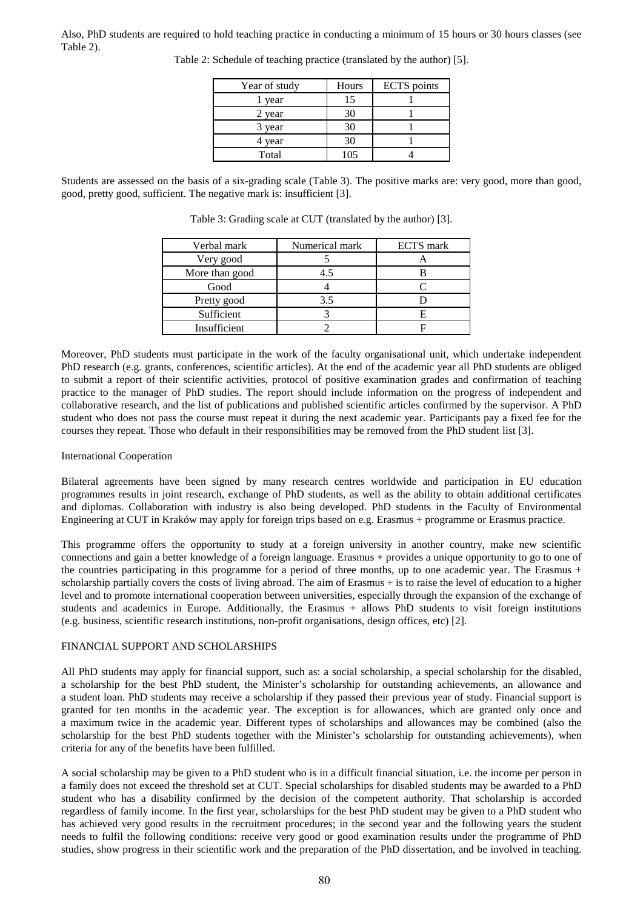Also, PhD students are required to hold teaching practice in conducting a minimum of 15 hours or 30 hours classes (see Table 2).

Table 2: Schedule of teaching practice (translated by the author) [5].

| Year of study | Hours | ECTS points |
|---|---|---|
| 1 year | 15 | 1 |
| 2 year | 30 | 1 |
| 3 year | 30 | 1 |
| 4 year | 30 | 1 |
| Total | 105 | 4 |

Students are assessed on the basis of a six-grading scale (Table 3). The positive marks are: very good, more than good, good, pretty good, sufficient. The negative mark is: insufficient [3].

Table 3: Grading scale at CUT (translated by the author) [3].

| Verbal mark | Numerical mark | ECTS mark |
|---|---|---|
| Very good | 5 | A |
| More than good | 4.5 | B |
| Good | 4 | C |
| Pretty good | 3.5 | D |
| Sufficient | 3 | E |
| Insufficient | 2 | F |

Moreover, PhD students must participate in the work of the faculty organisational unit, which undertake independent PhD research (e.g. grants, conferences, scientific articles). At the end of the academic year all PhD students are obliged to submit a report of their scientific activities, protocol of positive examination grades and confirmation of teaching practice to the manager of PhD studies. The report should include information on the progress of independent and collaborative research, and the list of publications and published scientific articles confirmed by the supervisor. A PhD student who does not pass the course must repeat it during the next academic year. Participants pay a fixed fee for the courses they repeat. Those who default in their responsibilities may be removed from the PhD student list [3].

## International Cooperation

Bilateral agreements have been signed by many research centres worldwide and participation in EU education programmes results in joint research, exchange of PhD students, as well as the ability to obtain additional certificates and diplomas. Collaboration with industry is also being developed. PhD students in the Faculty of Environmental Engineering at CUT in Kraków may apply for foreign trips based on e.g. Erasmus + programme or Erasmus practice.

This programme offers the opportunity to study at a foreign university in another country, make new scientific connections and gain a better knowledge of a foreign language. Erasmus + provides a unique opportunity to go to one of the countries participating in this programme for a period of three months, up to one academic year. The Erasmus + scholarship partially covers the costs of living abroad. The aim of Erasmus + is to raise the level of education to a higher level and to promote international cooperation between universities, especially through the expansion of the exchange of students and academics in Europe. Additionally, the Erasmus + allows PhD students to visit foreign institutions (e.g. business, scientific research institutions, non-profit organisations, design offices, etc) [2].

## FINANCIAL SUPPORT AND SCHOLARSHIPS

All PhD students may apply for financial support, such as: a social scholarship, a special scholarship for the disabled, a scholarship for the best PhD student, the Minister's scholarship for outstanding achievements, an allowance and a student loan. PhD students may receive a scholarship if they passed their previous year of study. Financial support is granted for ten months in the academic year. The exception is for allowances, which are granted only once and a maximum twice in the academic year. Different types of scholarships and allowances may be combined (also the scholarship for the best PhD students together with the Minister's scholarship for outstanding achievements), when criteria for any of the benefits have been fulfilled.

A social scholarship may be given to a PhD student who is in a difficult financial situation, i.e. the income per person in a family does not exceed the threshold set at CUT. Special scholarships for disabled students may be awarded to a PhD student who has a disability confirmed by the decision of the competent authority. That scholarship is accorded regardless of family income. In the first year, scholarships for the best PhD student may be given to a PhD student who has achieved very good results in the recruitment procedures; in the second year and the following years the student needs to fulfil the following conditions: receive very good or good examination results under the programme of PhD studies, show progress in their scientific work and the preparation of the PhD dissertation, and be involved in teaching.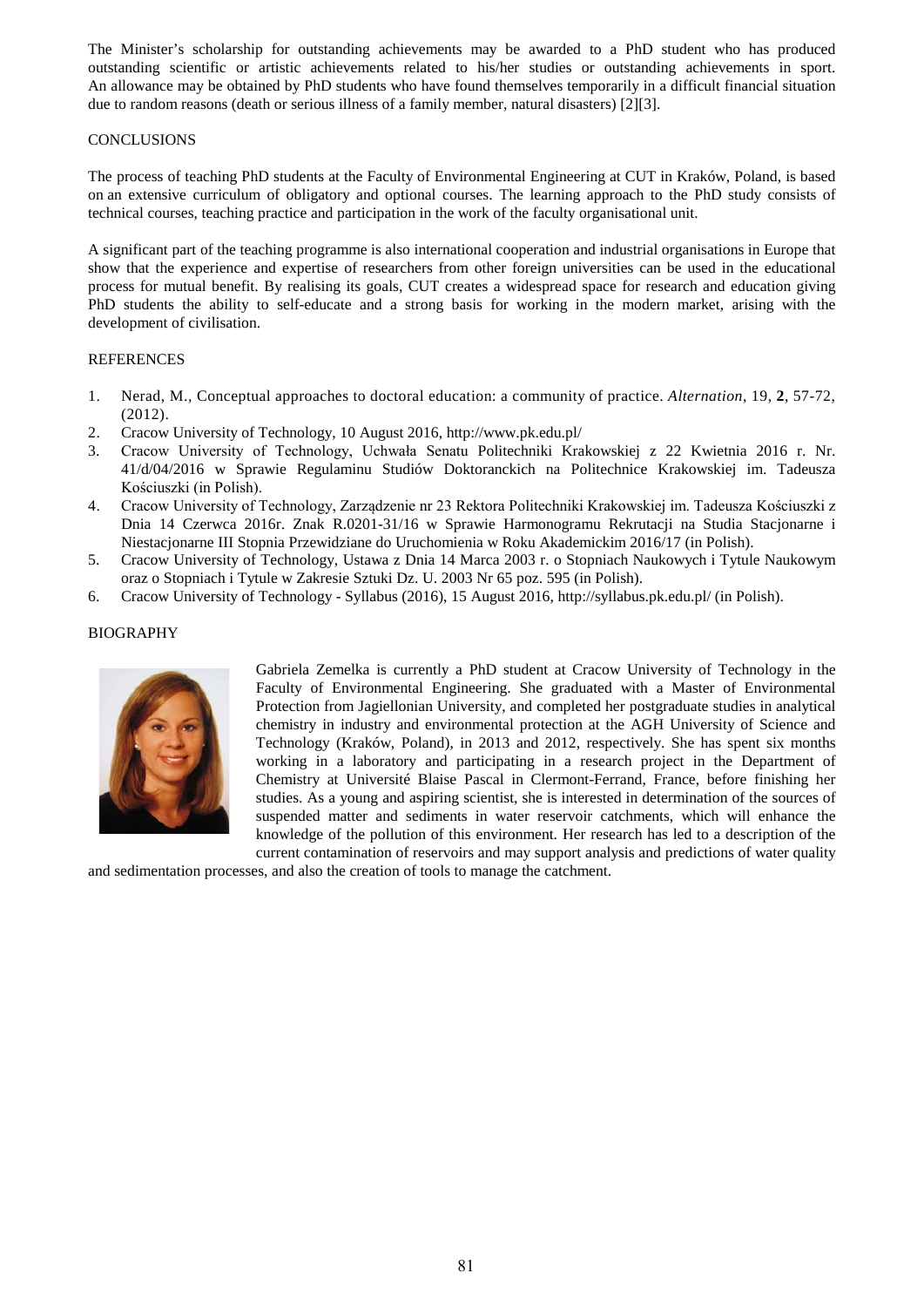The Minister's scholarship for outstanding achievements may be awarded to a PhD student who has produced outstanding scientific or artistic achievements related to his/her studies or outstanding achievements in sport. An allowance may be obtained by PhD students who have found themselves temporarily in a difficult financial situation due to random reasons (death or serious illness of a family member, natural disasters) [2][3].

## CONCLUSIONS

The process of teaching PhD students at the Faculty of Environmental Engineering at CUT in Kraków, Poland, is based on an extensive curriculum of obligatory and optional courses. The learning approach to the PhD study consists of technical courses, teaching practice and participation in the work of the faculty organisational unit.

A significant part of the teaching programme is also international cooperation and industrial organisations in Europe that show that the experience and expertise of researchers from other foreign universities can be used in the educational process for mutual benefit. By realising its goals, CUT creates a widespread space for research and education giving PhD students the ability to self-educate and a strong basis for working in the modern market, arising with the development of civilisation.

## REFERENCES

1. Nerad, M., Conceptual approaches to doctoral education: a community of practice. *Alternation*, 19, **2**, 57-72, (2012).
2. Cracow University of Technology, 10 August 2016, http://www.pk.edu.pl/
3. Cracow University of Technology, Uchwała Senatu Politechniki Krakowskiej z 22 Kwietnia 2016 r. Nr. 41/d/04/2016 w Sprawie Regulaminu Studiów Doktoranckich na Politechnice Krakowskiej im. Tadeusza Kościuszki (in Polish).
4. Cracow University of Technology, Zarządzenie nr 23 Rektora Politechniki Krakowskiej im. Tadeusza Kościuszki z Dnia 14 Czerwca 2016r. Znak R.0201-31/16 w Sprawie Harmonogramu Rekrutacji na Studia Stacjonarne i Niestacjonarne III Stopnia Przewidziane do Uruchomienia w Roku Akademickim 2016/17 (in Polish).
5. Cracow University of Technology, Ustawa z Dnia 14 Marca 2003 r. o Stopniach Naukowych i Tytule Naukowym oraz o Stopniach i Tytule w Zakresie Sztuki Dz. U. 2003 Nr 65 poz. 595 (in Polish).
6. Cracow University of Technology - Syllabus (2016), 15 August 2016, http://syllabus.pk.edu.pl/ (in Polish).

## BIOGRAPHY

Gabriela Zemelka is currently a PhD student at Cracow University of Technology in the Faculty of Environmental Engineering. She graduated with a Master of Environmental Protection from Jagiellonian University, and completed her postgraduate studies in analytical chemistry in industry and environmental protection at the AGH University of Science and Technology (Kraków, Poland), in 2013 and 2012, respectively. She has spent six months working in a laboratory and participating in a research project in the Department of Chemistry at Université Blaise Pascal in Clermont-Ferrand, France, before finishing her studies. As a young and aspiring scientist, she is interested in determination of the sources of suspended matter and sediments in water reservoir catchments, which will enhance the knowledge of the pollution of this environment. Her research has led to a description of the current contamination of reservoirs and may support analysis and predictions of water quality and sedimentation processes, and also the creation of tools to manage the catchment.